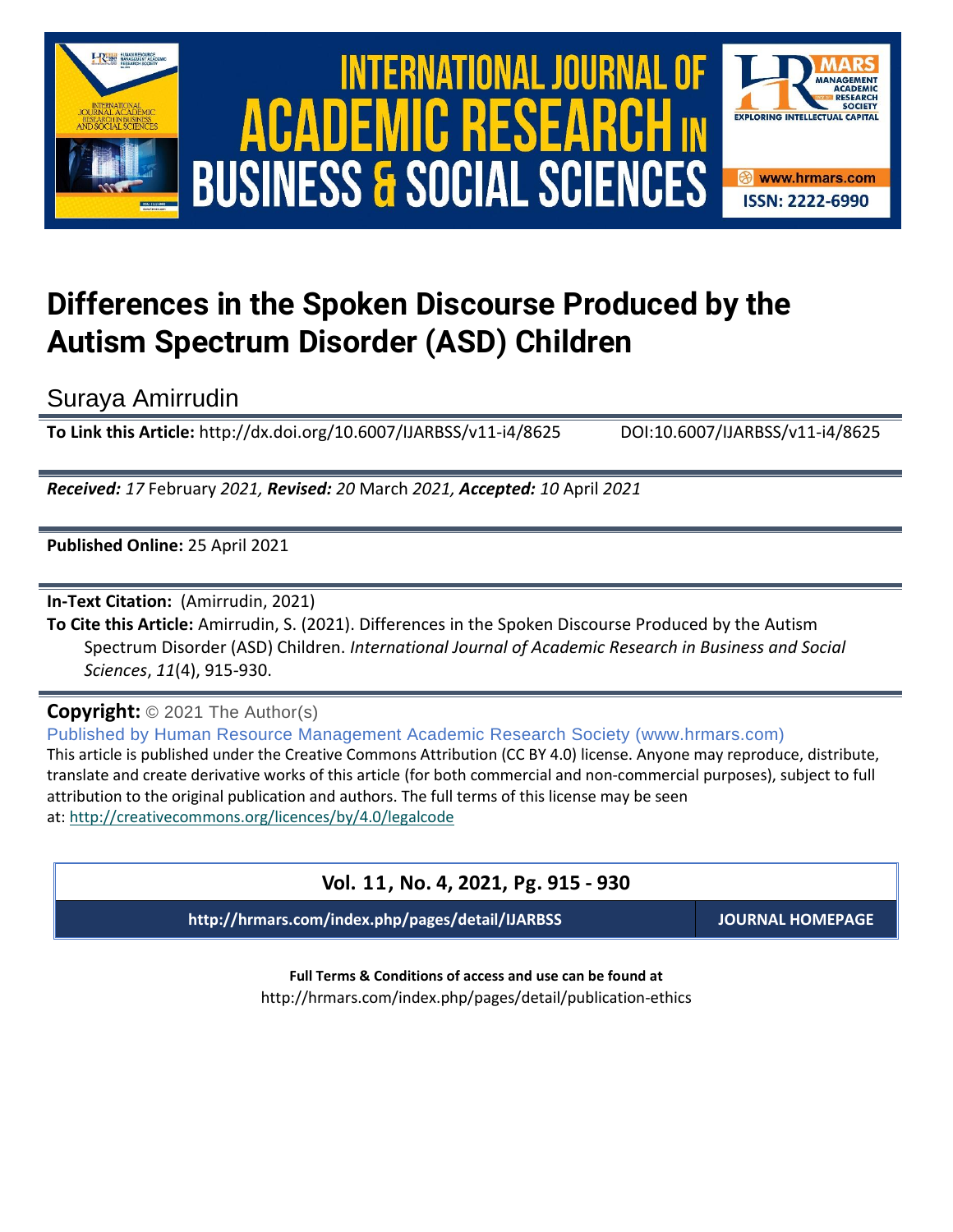# Differences in the Spoken Discourse Produced by the Autism Spectrum Disorder (ASD) Children

Suraya Amirrudin

**To Link this Article:** http://dx.doi.org/10.6007/IJARBSS/v11-i4/8625 DOI:10.6007/IJARBSS/v11-i4/8625

***Received:*** *17* February *2021,* ***Revised:*** *20* March *2021,* ***Accepted:*** *10* April *2021*

**Published Online:** 25 April 2021

**In-Text Citation:** (Amirrudin, 2021)

**To Cite this Article:** Amirrudin, S. (2021). Differences in the Spoken Discourse Produced by the Autism Spectrum Disorder (ASD) Children. *International Journal of Academic Research in Business and Social Sciences*, *11*(4), 915-930.

**Copyright:** © 2021 The Author(s)

Published by Human Resource Management Academic Research Society (www.hrmars.com)

This article is published under the Creative Commons Attribution (CC BY 4.0) license. Anyone may reproduce, distribute, translate and create derivative works of this article (for both commercial and non-commercial purposes), subject to full attribution to the original publication and authors. The full terms of this license may be seen at: http://creativecommons.org/licences/by/4.0/legalcode

**Vol. 11, No. 4, 2021, Pg. 915 - 930**

**http://hrmars.com/index.php/pages/detail/IJARBSS** **JOURNAL HOMEPAGE**

**Full Terms & Conditions of access and use can be found at**

http://hrmars.com/index.php/pages/detail/publication-ethics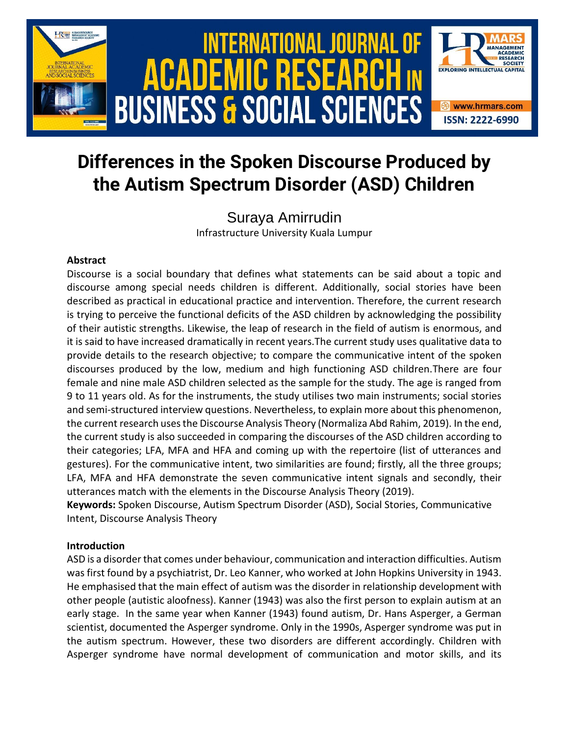# Differences in the Spoken Discourse Produced by the Autism Spectrum Disorder (ASD) Children

Suraya Amirrudin

Infrastructure University Kuala Lumpur

### Abstract

Discourse is a social boundary that defines what statements can be said about a topic and discourse among special needs children is different. Additionally, social stories have been described as practical in educational practice and intervention. Therefore, the current research is trying to perceive the functional deficits of the ASD children by acknowledging the possibility of their autistic strengths. Likewise, the leap of research in the field of autism is enormous, and it is said to have increased dramatically in recent years.The current study uses qualitative data to provide details to the research objective; to compare the communicative intent of the spoken discourses produced by the low, medium and high functioning ASD children.There are four female and nine male ASD children selected as the sample for the study. The age is ranged from 9 to 11 years old. As for the instruments, the study utilises two main instruments; social stories and semi-structured interview questions. Nevertheless, to explain more about this phenomenon, the current research uses the Discourse Analysis Theory (Normaliza Abd Rahim, 2019). In the end, the current study is also succeeded in comparing the discourses of the ASD children according to their categories; LFA, MFA and HFA and coming up with the repertoire (list of utterances and gestures). For the communicative intent, two similarities are found; firstly, all the three groups; LFA, MFA and HFA demonstrate the seven communicative intent signals and secondly, their utterances match with the elements in the Discourse Analysis Theory (2019).

**Keywords:** Spoken Discourse, Autism Spectrum Disorder (ASD), Social Stories, Communicative Intent, Discourse Analysis Theory

### Introduction

ASD is a disorder that comes under behaviour, communication and interaction difficulties. Autism was first found by a psychiatrist, Dr. Leo Kanner, who worked at John Hopkins University in 1943. He emphasised that the main effect of autism was the disorder in relationship development with other people (autistic aloofness). Kanner (1943) was also the first person to explain autism at an early stage. In the same year when Kanner (1943) found autism, Dr. Hans Asperger, a German scientist, documented the Asperger syndrome. Only in the 1990s, Asperger syndrome was put in the autism spectrum. However, these two disorders are different accordingly. Children with Asperger syndrome have normal development of communication and motor skills, and its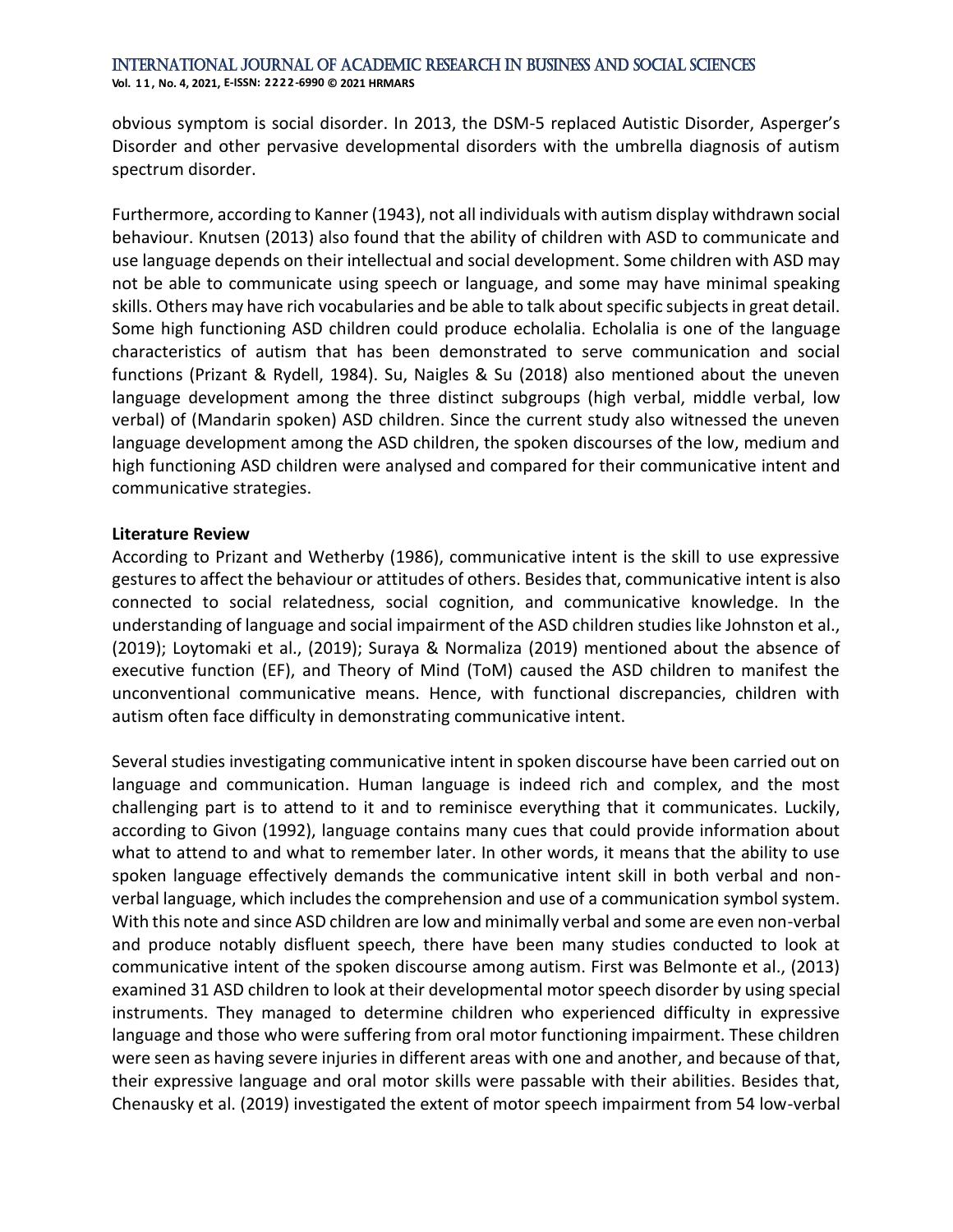obvious symptom is social disorder. In 2013, the DSM-5 replaced Autistic Disorder, Asperger's Disorder and other pervasive developmental disorders with the umbrella diagnosis of autism spectrum disorder.

Furthermore, according to Kanner (1943), not all individuals with autism display withdrawn social behaviour. Knutsen (2013) also found that the ability of children with ASD to communicate and use language depends on their intellectual and social development. Some children with ASD may not be able to communicate using speech or language, and some may have minimal speaking skills. Others may have rich vocabularies and be able to talk about specific subjects in great detail. Some high functioning ASD children could produce echolalia. Echolalia is one of the language characteristics of autism that has been demonstrated to serve communication and social functions (Prizant & Rydell, 1984). Su, Naigles & Su (2018) also mentioned about the uneven language development among the three distinct subgroups (high verbal, middle verbal, low verbal) of (Mandarin spoken) ASD children. Since the current study also witnessed the uneven language development among the ASD children, the spoken discourses of the low, medium and high functioning ASD children were analysed and compared for their communicative intent and communicative strategies.

## Literature Review

According to Prizant and Wetherby (1986), communicative intent is the skill to use expressive gestures to affect the behaviour or attitudes of others. Besides that, communicative intent is also connected to social relatedness, social cognition, and communicative knowledge. In the understanding of language and social impairment of the ASD children studies like Johnston et al., (2019); Loytomaki et al., (2019); Suraya & Normaliza (2019) mentioned about the absence of executive function (EF), and Theory of Mind (ToM) caused the ASD children to manifest the unconventional communicative means. Hence, with functional discrepancies, children with autism often face difficulty in demonstrating communicative intent.

Several studies investigating communicative intent in spoken discourse have been carried out on language and communication. Human language is indeed rich and complex, and the most challenging part is to attend to it and to reminisce everything that it communicates. Luckily, according to Givon (1992), language contains many cues that could provide information about what to attend to and what to remember later. In other words, it means that the ability to use spoken language effectively demands the communicative intent skill in both verbal and non-verbal language, which includes the comprehension and use of a communication symbol system. With this note and since ASD children are low and minimally verbal and some are even non-verbal and produce notably disfluent speech, there have been many studies conducted to look at communicative intent of the spoken discourse among autism. First was Belmonte et al., (2013) examined 31 ASD children to look at their developmental motor speech disorder by using special instruments. They managed to determine children who experienced difficulty in expressive language and those who were suffering from oral motor functioning impairment. These children were seen as having severe injuries in different areas with one and another, and because of that, their expressive language and oral motor skills were passable with their abilities. Besides that, Chenausky et al. (2019) investigated the extent of motor speech impairment from 54 low-verbal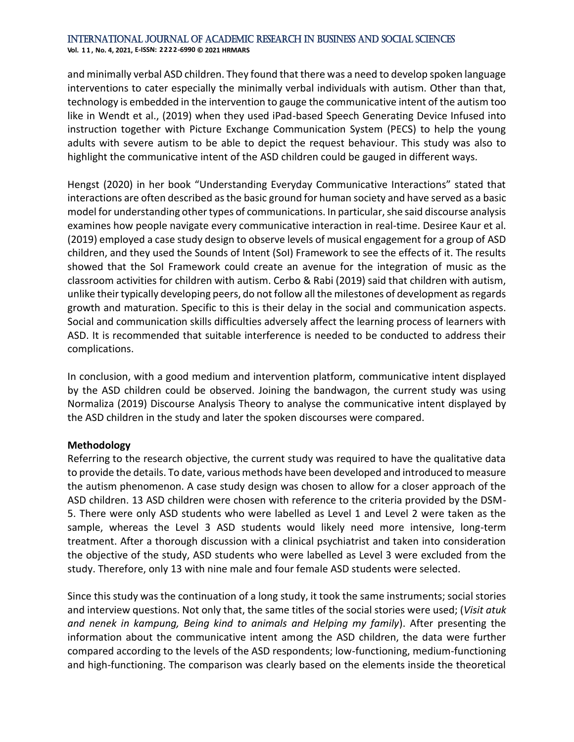and minimally verbal ASD children. They found that there was a need to develop spoken language interventions to cater especially the minimally verbal individuals with autism. Other than that, technology is embedded in the intervention to gauge the communicative intent of the autism too like in Wendt et al., (2019) when they used iPad-based Speech Generating Device Infused into instruction together with Picture Exchange Communication System (PECS) to help the young adults with severe autism to be able to depict the request behaviour. This study was also to highlight the communicative intent of the ASD children could be gauged in different ways.

Hengst (2020) in her book "Understanding Everyday Communicative Interactions" stated that interactions are often described as the basic ground for human society and have served as a basic model for understanding other types of communications. In particular, she said discourse analysis examines how people navigate every communicative interaction in real-time. Desiree Kaur et al. (2019) employed a case study design to observe levels of musical engagement for a group of ASD children, and they used the Sounds of Intent (SoI) Framework to see the effects of it. The results showed that the SoI Framework could create an avenue for the integration of music as the classroom activities for children with autism. Cerbo & Rabi (2019) said that children with autism, unlike their typically developing peers, do not follow all the milestones of development as regards growth and maturation. Specific to this is their delay in the social and communication aspects. Social and communication skills difficulties adversely affect the learning process of learners with ASD. It is recommended that suitable interference is needed to be conducted to address their complications.

In conclusion, with a good medium and intervention platform, communicative intent displayed by the ASD children could be observed. Joining the bandwagon, the current study was using Normaliza (2019) Discourse Analysis Theory to analyse the communicative intent displayed by the ASD children in the study and later the spoken discourses were compared.

**Methodology**

Referring to the research objective, the current study was required to have the qualitative data to provide the details. To date, various methods have been developed and introduced to measure the autism phenomenon. A case study design was chosen to allow for a closer approach of the ASD children. 13 ASD children were chosen with reference to the criteria provided by the DSM-5. There were only ASD students who were labelled as Level 1 and Level 2 were taken as the sample, whereas the Level 3 ASD students would likely need more intensive, long-term treatment. After a thorough discussion with a clinical psychiatrist and taken into consideration the objective of the study, ASD students who were labelled as Level 3 were excluded from the study. Therefore, only 13 with nine male and four female ASD students were selected.

Since this study was the continuation of a long study, it took the same instruments; social stories and interview questions. Not only that, the same titles of the social stories were used; (*Visit atuk and nenek in kampung, Being kind to animals and Helping my family*). After presenting the information about the communicative intent among the ASD children, the data were further compared according to the levels of the ASD respondents; low-functioning, medium-functioning and high-functioning. The comparison was clearly based on the elements inside the theoretical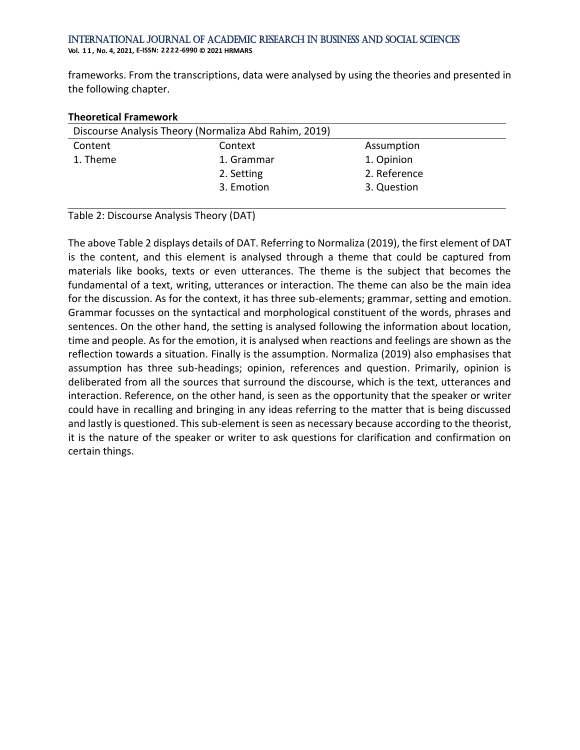frameworks. From the transcriptions, data were analysed by using the theories and presented in the following chapter.

**Theoretical Framework**

| Discourse Analysis Theory (Normaliza Abd Rahim, 2019) | | |
|---|---|---|
| Content | Context | Assumption |
| 1. Theme | 1. Grammar | 1. Opinion |
| | 2. Setting | 2. Reference |
| | 3. Emotion | 3. Question |

Table 2: Discourse Analysis Theory (DAT)

The above Table 2 displays details of DAT. Referring to Normaliza (2019), the first element of DAT is the content, and this element is analysed through a theme that could be captured from materials like books, texts or even utterances. The theme is the subject that becomes the fundamental of a text, writing, utterances or interaction. The theme can also be the main idea for the discussion. As for the context, it has three sub-elements; grammar, setting and emotion. Grammar focusses on the syntactical and morphological constituent of the words, phrases and sentences. On the other hand, the setting is analysed following the information about location, time and people. As for the emotion, it is analysed when reactions and feelings are shown as the reflection towards a situation. Finally is the assumption. Normaliza (2019) also emphasises that assumption has three sub-headings; opinion, references and question. Primarily, opinion is deliberated from all the sources that surround the discourse, which is the text, utterances and interaction. Reference, on the other hand, is seen as the opportunity that the speaker or writer could have in recalling and bringing in any ideas referring to the matter that is being discussed and lastly is questioned. This sub-element is seen as necessary because according to the theorist, it is the nature of the speaker or writer to ask questions for clarification and confirmation on certain things.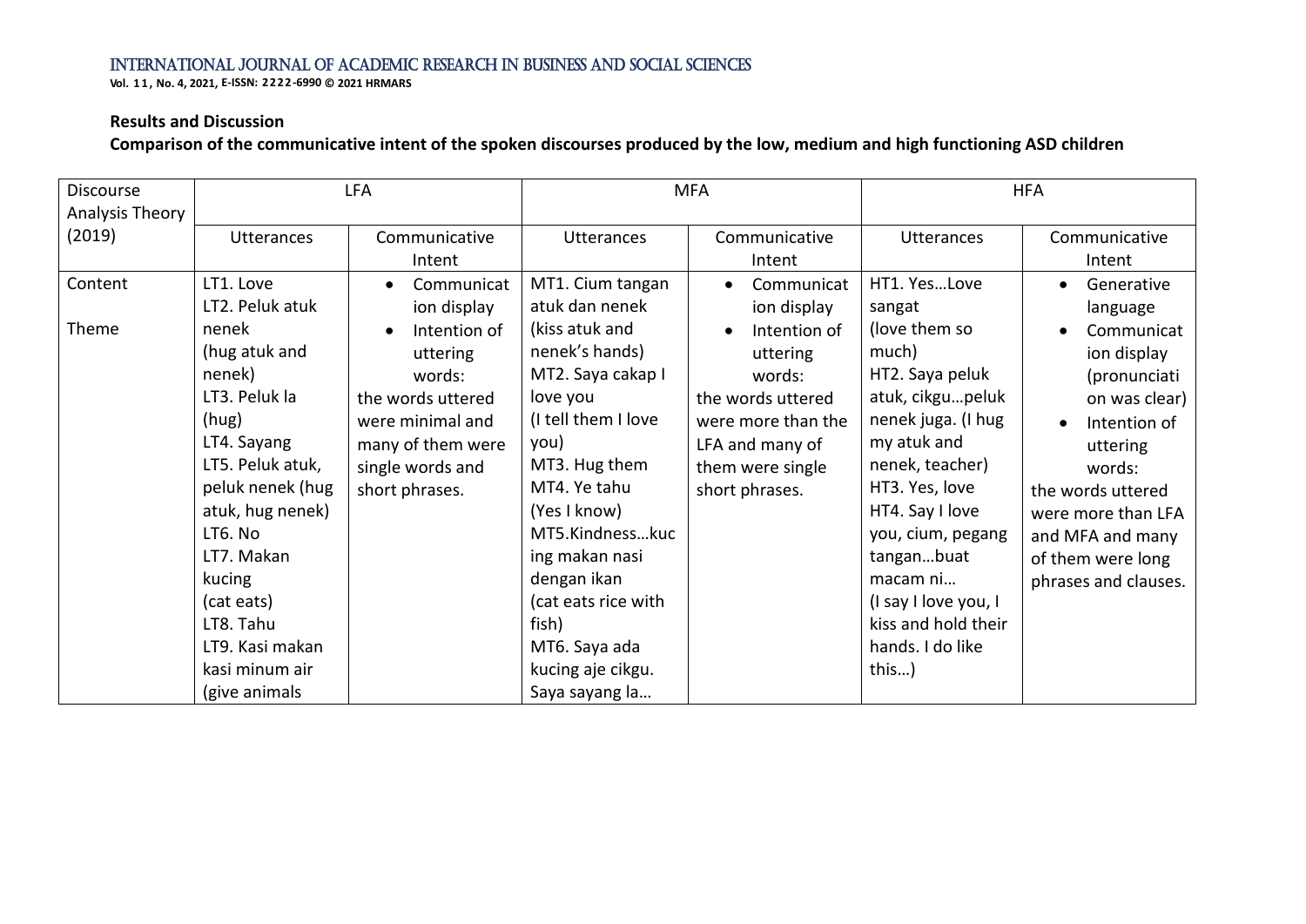**Results and Discussion**

**Comparison of the communicative intent of the spoken discourses produced by the low, medium and high functioning ASD children**

| Discourse Analysis Theory (2019) | LFA | | MFA | | HFA | |
|---|---|---|---|---|---|---|
| | Utterances | Communicative Intent | Utterances | Communicative Intent | Utterances | Communicative Intent |
| Content<br><br>Theme | LT1. Love<br>LT2. Peluk atuk nenek<br>(hug atuk and nenek)<br>LT3. Peluk la<br>(hug)<br>LT4. Sayang<br>LT5. Peluk atuk, peluk nenek (hug atuk, hug nenek)<br>LT6. No<br>LT7. Makan kucing<br>(cat eats)<br>LT8. Tahu<br>LT9. Kasi makan kasi minum air<br>(give animals | • Communication display<br>• Intention of uttering words:<br>the words uttered were minimal and many of them were single words and short phrases. | MT1. Cium tangan atuk dan nenek<br>(kiss atuk and nenek's hands)<br>MT2. Saya cakap I love you<br>(I tell them I love you)<br>MT3. Hug them<br>MT4. Ye tahu<br>(Yes I know)<br>MT5.Kindness…kucing makan nasi dengan ikan<br>(cat eats rice with fish)<br>MT6. Saya ada kucing aje cikgu. Saya sayang la… | • Communication display<br>• Intention of uttering words:<br>the words uttered were more than the LFA and many of them were single short phrases. | HT1. Yes…Love sangat<br>(love them so much)<br>HT2. Saya peluk atuk, cikgu…peluk nenek juga. (I hug my atuk and nenek, teacher)<br>HT3. Yes, love<br>HT4. Say I love you, cium, pegang tangan…buat macam ni…<br>(I say I love you, I kiss and hold their hands. I do like this…) | • Generative language<br>• Communication display (pronunciation was clear)<br>• Intention of uttering words:<br>the words uttered were more than LFA and MFA and many of them were long phrases and clauses. |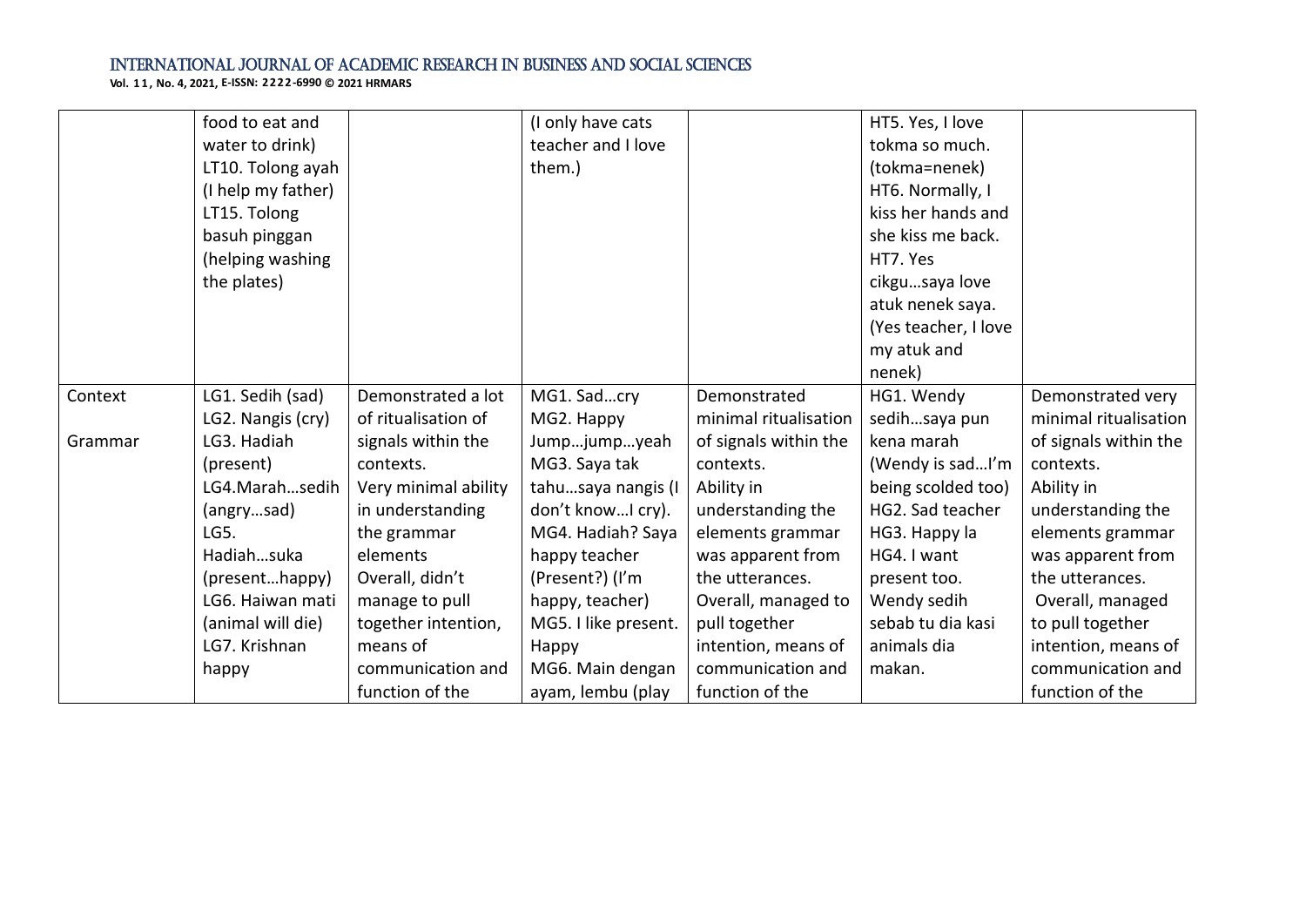| | | | | | | |
|---|---|---|---|---|---|---|
| | food to eat and water to drink) LT10. Tolong ayah (I help my father) LT15. Tolong basuh pinggan (helping washing the plates) | | (I only have cats teacher and I love them.) | | HT5. Yes, I love tokma so much. (tokma=nenek) HT6. Normally, I kiss her hands and she kiss me back. HT7. Yes cikgu…saya love atuk nenek saya. (Yes teacher, I love my atuk and nenek) | |
| Context Grammar | LG1. Sedih (sad) LG2. Nangis (cry) LG3. Hadiah (present) LG4.Marah…sedih (angry…sad) LG5. Hadiah…suka (present…happy) LG6. Haiwan mati (animal will die) LG7. Krishnan happy | Demonstrated a lot of ritualisation of signals within the contexts. Very minimal ability in understanding the grammar elements Overall, didn't manage to pull together intention, means of communication and function of the | MG1. Sad…cry MG2. Happy Jump…jump…yeah MG3. Saya tak tahu…saya nangis (I don't know…I cry). MG4. Hadiah? Saya happy teacher (Present?) (I'm happy, teacher) MG5. I like present. Happy MG6. Main dengan ayam, lembu (play | Demonstrated minimal ritualisation of signals within the contexts. Ability in understanding the elements grammar was apparent from the utterances. Overall, managed to pull together intention, means of communication and function of the | HG1. Wendy sedih…saya pun kena marah (Wendy is sad…I'm being scolded too) HG2. Sad teacher HG3. Happy la HG4. I want present too. Wendy sedih sebab tu dia kasi animals dia makan. | Demonstrated very minimal ritualisation of signals within the contexts. Ability in understanding the elements grammar was apparent from the utterances. Overall, managed to pull together intention, means of communication and function of the |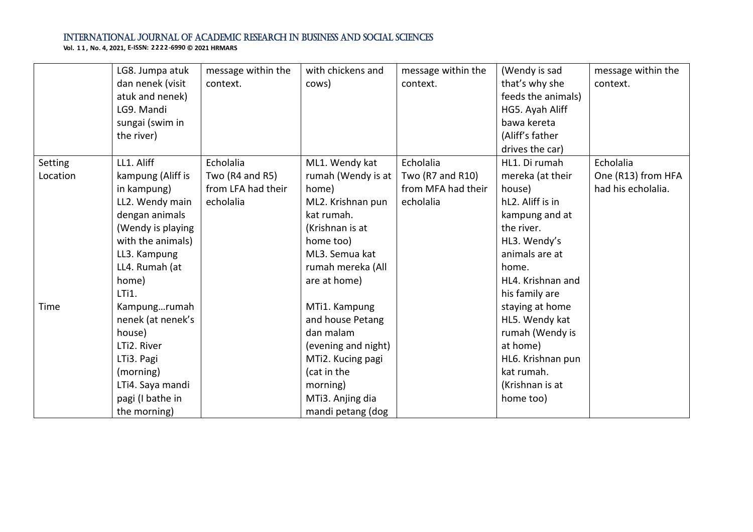| | | | | | | |
|---|---|---|---|---|---|---|
| | LG8. Jumpa atuk dan nenek (visit atuk and nenek)<br>LG9. Mandi sungai (swim in the river) | message within the context. | with chickens and cows) | message within the context. | (Wendy is sad that's why she feeds the animals)<br>HG5. Ayah Aliff bawa kereta (Aliff's father drives the car) | message within the context. |
| Setting Location<br><br><br><br><br><br><br><br><br><br>Time | LL1. Aliff kampung (Aliff is in kampung)<br>LL2. Wendy main dengan animals (Wendy is playing with the animals)<br>LL3. Kampung<br>LL4. Rumah (at home)<br>LTi1. Kampung…rumah nenek (at nenek's house)<br>LTi2. River<br>LTi3. Pagi (morning)<br>LTi4. Saya mandi pagi (I bathe in the morning) | Echolalia Two (R4 and R5) from LFA had their echolalia | ML1. Wendy kat rumah (Wendy is at home)<br>ML2. Krishnan pun kat rumah. (Krishnan is at home too)<br>ML3. Semua kat rumah mereka (All are at home)<br><br>MTi1. Kampung and house Petang dan malam (evening and night)<br>MTi2. Kucing pagi (cat in the morning)<br>MTi3. Anjing dia mandi petang (dog | Echolalia Two (R7 and R10) from MFA had their echolalia | HL1. Di rumah mereka (at their house)<br>hL2. Aliff is in kampung and at the river.<br>HL3. Wendy's animals are at home.<br>HL4. Krishnan and his family are staying at home<br>HL5. Wendy kat rumah (Wendy is at home)<br>HL6. Krishnan pun kat rumah. (Krishnan is at home too) | Echolalia One (R13) from HFA had his echolalia. |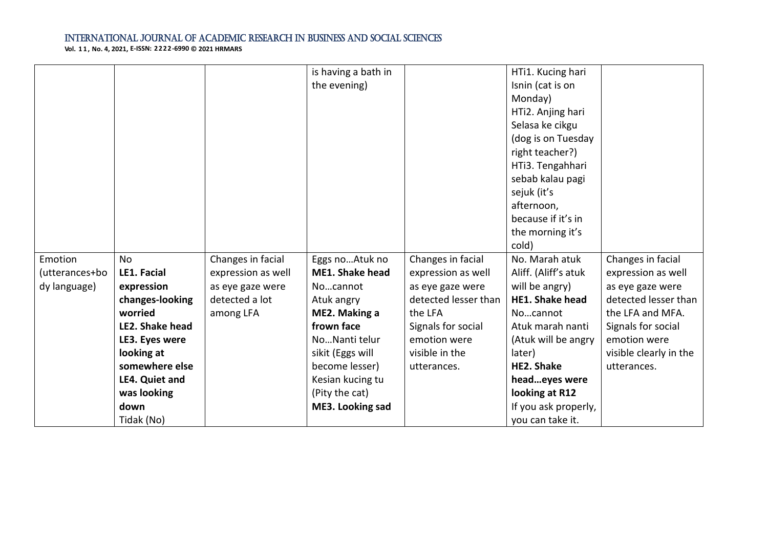| | | | | | | |
|---|---|---|---|---|---|---|
| | | | is having a bath in the evening) | | HTi1. Kucing hari Isnin (cat is on Monday)<br>HTi2. Anjing hari Selasa ke cikgu (dog is on Tuesday right teacher?)<br>HTi3. Tengahhari sebab kalau pagi sejuk (it's afternoon, because if it's in the morning it's cold) | |
| Emotion (utterances+body language) | No<br>**LE1. Facial expression changes-looking worried**<br>**LE2. Shake head**<br>**LE3. Eyes were looking at somewhere else**<br>**LE4. Quiet and was looking down**<br>Tidak (No) | Changes in facial expression as well as eye gaze were detected a lot among LFA | Eggs no…Atuk no<br>**ME1. Shake head**<br>No…cannot<br>Atuk angry<br>**ME2. Making a frown face**<br>No…Nanti telur sikit (Eggs will become lesser)<br>Kesian kucing tu (Pity the cat)<br>**ME3. Looking sad** | Changes in facial expression as well as eye gaze were detected lesser than the LFA<br>Signals for social emotion were visible in the utterances. | No. Marah atuk Aliff. (Aliff's atuk will be angry)<br>**HE1. Shake head**<br>No…cannot<br>Atuk marah nanti (Atuk will be angry later)<br>**HE2. Shake head…eyes were looking at R12**<br>If you ask properly, you can take it. | Changes in facial expression as well as eye gaze were detected lesser than the LFA and MFA.<br>Signals for social emotion were visible clearly in the utterances. |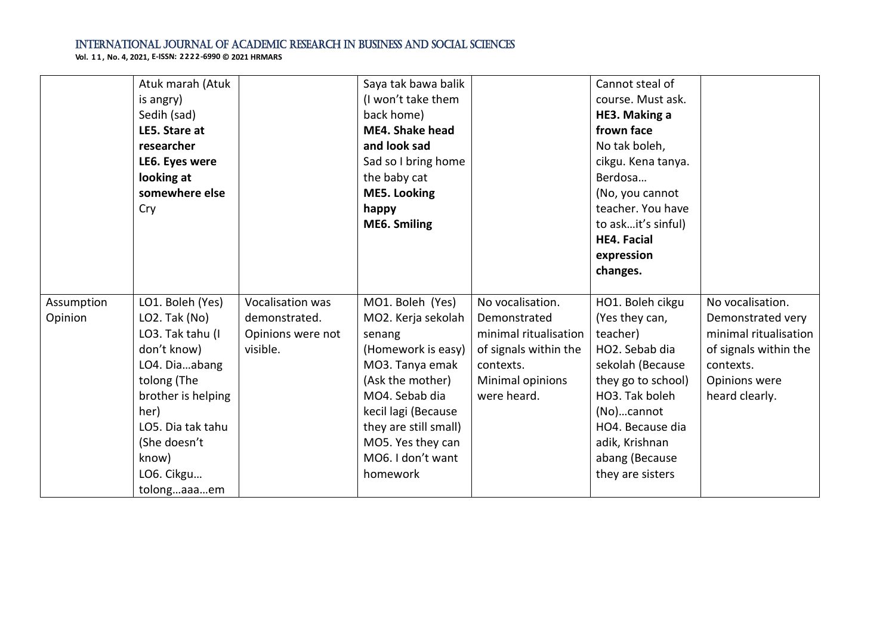| | | | | | | |
|---|---|---|---|---|---|---|
| | Atuk marah (Atuk is angry)<br>Sedih (sad)<br>**LE5. Stare at researcher**<br>**LE6. Eyes were looking at somewhere else**<br>Cry | | Saya tak bawa balik (I won't take them back home)<br>**ME4. Shake head and look sad**<br>Sad so I bring home the baby cat<br>**ME5. Looking happy**<br>**ME6. Smiling** | | Cannot steal of course. Must ask.<br>**HE3. Making a frown face**<br>No tak boleh, cikgu. Kena tanya. Berdosa…<br>(No, you cannot teacher. You have to ask…it's sinful)<br>**HE4. Facial expression changes.** | |
| Assumption Opinion | LO1. Boleh (Yes)<br>LO2. Tak (No)<br>LO3. Tak tahu (I don't know)<br>LO4. Dia…abang tolong (The brother is helping her)<br>LO5. Dia tak tahu (She doesn't know)<br>LO6. Cikgu… tolong…aaa…em | Vocalisation was demonstrated. Opinions were not visible. | MO1. Boleh (Yes)<br>MO2. Kerja sekolah senang (Homework is easy)<br>MO3. Tanya emak (Ask the mother)<br>MO4. Sebab dia kecil lagi (Because they are still small)<br>MO5. Yes they can<br>MO6. I don't want homework | No vocalisation. Demonstrated minimal ritualisation of signals within the contexts. Minimal opinions were heard. | HO1. Boleh cikgu (Yes they can, teacher)<br>HO2. Sebab dia sekolah (Because they go to school)<br>HO3. Tak boleh (No)…cannot<br>HO4. Because dia adik, Krishnan abang (Because they are sisters | No vocalisation. Demonstrated very minimal ritualisation of signals within the contexts. Opinions were heard clearly. |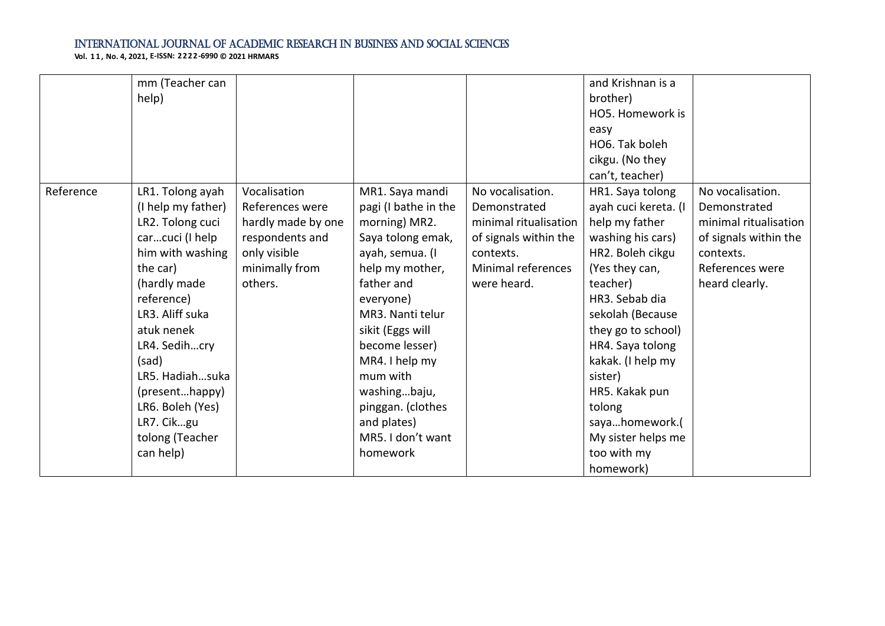| | | | | | | |
|---|---|---|---|---|---|---|
| | mm (Teacher can help) | | | | and Krishnan is a brother)<br>HO5. Homework is easy<br>HO6. Tak boleh cikgu. (No they can't, teacher) | |
| Reference | LR1. Tolong ayah (I help my father)<br>LR2. Tolong cuci car…cuci (I help him with washing the car)<br>(hardly made reference)<br>LR3. Aliff suka atuk nenek<br>LR4. Sedih…cry (sad)<br>LR5. Hadiah…suka (present…happy)<br>LR6. Boleh (Yes)<br>LR7. Cik…gu tolong (Teacher can help) | Vocalisation References were hardly made by one respondents and only visible minimally from others. | MR1. Saya mandi pagi (I bathe in the morning) MR2. Saya tolong emak, ayah, semua. (I help my mother, father and everyone)<br>MR3. Nanti telur sikit (Eggs will become lesser)<br>MR4. I help my mum with washing…baju, pinggan. (clothes and plates)<br>MR5. I don't want homework | No vocalisation. Demonstrated minimal ritualisation of signals within the contexts. Minimal references were heard. | HR1. Saya tolong ayah cuci kereta. (I help my father washing his cars)<br>HR2. Boleh cikgu (Yes they can, teacher)<br>HR3. Sebab dia sekolah (Because they go to school)<br>HR4. Saya tolong kakak. (I help my sister)<br>HR5. Kakak pun tolong saya…homework.( My sister helps me too with my homework) | No vocalisation. Demonstrated minimal ritualisation of signals within the contexts. References were heard clearly. |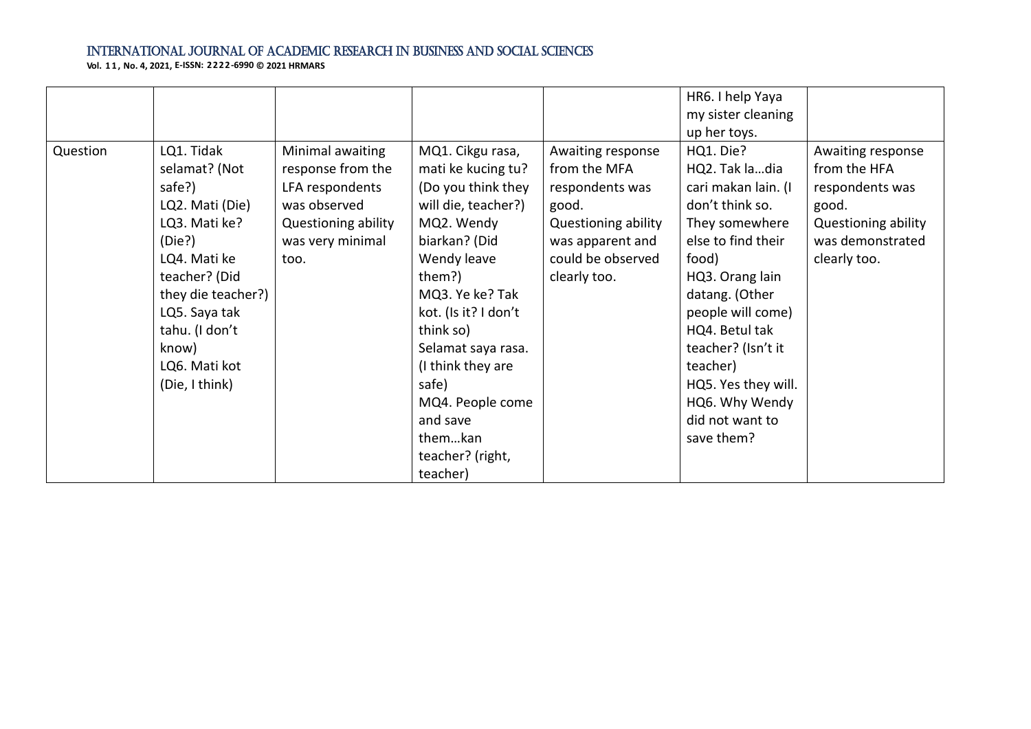| | | | | | | |
|---|---|---|---|---|---|---|
| | | | | | HR6. I help Yaya my sister cleaning up her toys. | |
| Question | LQ1. Tidak selamat? (Not safe?)<br>LQ2. Mati (Die)<br>LQ3. Mati ke? (Die?)<br>LQ4. Mati ke teacher? (Did they die teacher?)<br>LQ5. Saya tak tahu. (I don't know)<br>LQ6. Mati kot (Die, I think) | Minimal awaiting response from the LFA respondents was observed<br>Questioning ability was very minimal too. | MQ1. Cikgu rasa, mati ke kucing tu? (Do you think they will die, teacher?)<br>MQ2. Wendy biarkan? (Did Wendy leave them?)<br>MQ3. Ye ke? Tak kot. (Is it? I don't think so)<br>Selamat saya rasa. (I think they are safe)<br>MQ4. People come and save them…kan teacher? (right, teacher) | Awaiting response from the MFA respondents was good.<br>Questioning ability was apparent and could be observed clearly too. | HQ1. Die?<br>HQ2. Tak la…dia cari makan lain. (I don't think so. They somewhere else to find their food)<br>HQ3. Orang lain datang. (Other people will come)<br>HQ4. Betul tak teacher? (Isn't it teacher)<br>HQ5. Yes they will.<br>HQ6. Why Wendy did not want to save them? | Awaiting response from the HFA respondents was good.<br>Questioning ability was demonstrated clearly too. |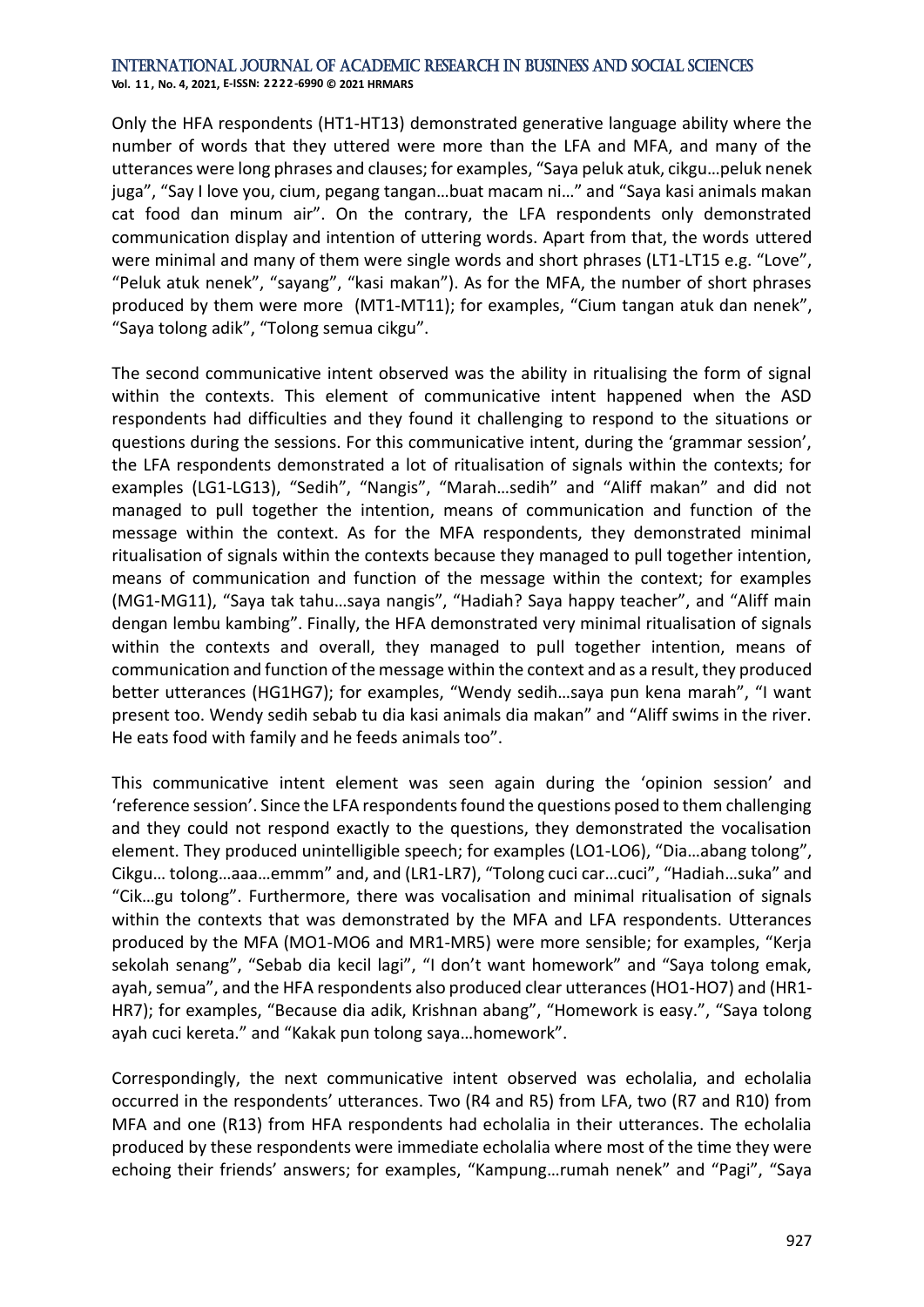Only the HFA respondents (HT1-HT13) demonstrated generative language ability where the number of words that they uttered were more than the LFA and MFA, and many of the utterances were long phrases and clauses; for examples, "Saya peluk atuk, cikgu…peluk nenek juga", "Say I love you, cium, pegang tangan…buat macam ni…" and "Saya kasi animals makan cat food dan minum air". On the contrary, the LFA respondents only demonstrated communication display and intention of uttering words. Apart from that, the words uttered were minimal and many of them were single words and short phrases (LT1-LT15 e.g. "Love", "Peluk atuk nenek", "sayang", "kasi makan"). As for the MFA, the number of short phrases produced by them were more (MT1-MT11); for examples, "Cium tangan atuk dan nenek", "Saya tolong adik", "Tolong semua cikgu".

The second communicative intent observed was the ability in ritualising the form of signal within the contexts. This element of communicative intent happened when the ASD respondents had difficulties and they found it challenging to respond to the situations or questions during the sessions. For this communicative intent, during the 'grammar session', the LFA respondents demonstrated a lot of ritualisation of signals within the contexts; for examples (LG1-LG13), "Sedih", "Nangis", "Marah…sedih" and "Aliff makan" and did not managed to pull together the intention, means of communication and function of the message within the context. As for the MFA respondents, they demonstrated minimal ritualisation of signals within the contexts because they managed to pull together intention, means of communication and function of the message within the context; for examples (MG1-MG11), "Saya tak tahu…saya nangis", "Hadiah? Saya happy teacher", and "Aliff main dengan lembu kambing". Finally, the HFA demonstrated very minimal ritualisation of signals within the contexts and overall, they managed to pull together intention, means of communication and function of the message within the context and as a result, they produced better utterances (HG1HG7); for examples, "Wendy sedih…saya pun kena marah", "I want present too. Wendy sedih sebab tu dia kasi animals dia makan" and "Aliff swims in the river. He eats food with family and he feeds animals too".

This communicative intent element was seen again during the 'opinion session' and 'reference session'. Since the LFA respondents found the questions posed to them challenging and they could not respond exactly to the questions, they demonstrated the vocalisation element. They produced unintelligible speech; for examples (LO1-LO6), "Dia…abang tolong", Cikgu… tolong…aaa…emmm" and, and (LR1-LR7), "Tolong cuci car…cuci", "Hadiah…suka" and "Cik…gu tolong". Furthermore, there was vocalisation and minimal ritualisation of signals within the contexts that was demonstrated by the MFA and LFA respondents. Utterances produced by the MFA (MO1-MO6 and MR1-MR5) were more sensible; for examples, "Kerja sekolah senang", "Sebab dia kecil lagi", "I don't want homework" and "Saya tolong emak, ayah, semua", and the HFA respondents also produced clear utterances (HO1-HO7) and (HR1-HR7); for examples, "Because dia adik, Krishnan abang", "Homework is easy.", "Saya tolong ayah cuci kereta." and "Kakak pun tolong saya…homework".

Correspondingly, the next communicative intent observed was echolalia, and echolalia occurred in the respondents' utterances. Two (R4 and R5) from LFA, two (R7 and R10) from MFA and one (R13) from HFA respondents had echolalia in their utterances. The echolalia produced by these respondents were immediate echolalia where most of the time they were echoing their friends' answers; for examples, "Kampung…rumah nenek" and "Pagi", "Saya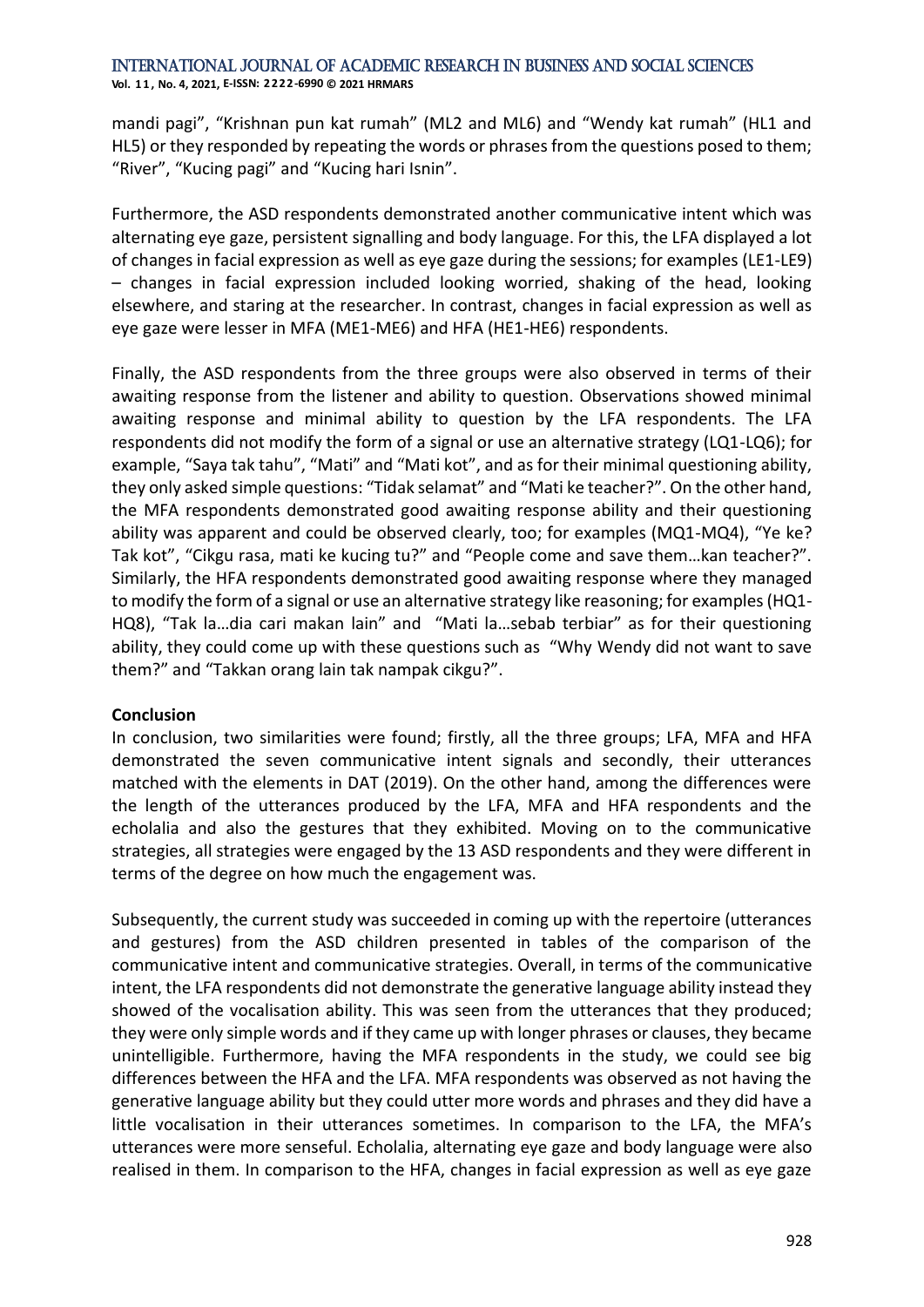mandi pagi", "Krishnan pun kat rumah" (ML2 and ML6) and "Wendy kat rumah" (HL1 and HL5) or they responded by repeating the words or phrases from the questions posed to them; "River", "Kucing pagi" and "Kucing hari Isnin".

Furthermore, the ASD respondents demonstrated another communicative intent which was alternating eye gaze, persistent signalling and body language. For this, the LFA displayed a lot of changes in facial expression as well as eye gaze during the sessions; for examples (LE1-LE9) – changes in facial expression included looking worried, shaking of the head, looking elsewhere, and staring at the researcher. In contrast, changes in facial expression as well as eye gaze were lesser in MFA (ME1-ME6) and HFA (HE1-HE6) respondents.

Finally, the ASD respondents from the three groups were also observed in terms of their awaiting response from the listener and ability to question. Observations showed minimal awaiting response and minimal ability to question by the LFA respondents. The LFA respondents did not modify the form of a signal or use an alternative strategy (LQ1-LQ6); for example, "Saya tak tahu", "Mati" and "Mati kot", and as for their minimal questioning ability, they only asked simple questions: "Tidak selamat" and "Mati ke teacher?". On the other hand, the MFA respondents demonstrated good awaiting response ability and their questioning ability was apparent and could be observed clearly, too; for examples (MQ1-MQ4), "Ye ke? Tak kot", "Cikgu rasa, mati ke kucing tu?" and "People come and save them…kan teacher?". Similarly, the HFA respondents demonstrated good awaiting response where they managed to modify the form of a signal or use an alternative strategy like reasoning; for examples (HQ1-HQ8), "Tak la…dia cari makan lain" and "Mati la…sebab terbiar" as for their questioning ability, they could come up with these questions such as "Why Wendy did not want to save them?" and "Takkan orang lain tak nampak cikgu?".

**Conclusion**

In conclusion, two similarities were found; firstly, all the three groups; LFA, MFA and HFA demonstrated the seven communicative intent signals and secondly, their utterances matched with the elements in DAT (2019). On the other hand, among the differences were the length of the utterances produced by the LFA, MFA and HFA respondents and the echolalia and also the gestures that they exhibited. Moving on to the communicative strategies, all strategies were engaged by the 13 ASD respondents and they were different in terms of the degree on how much the engagement was.

Subsequently, the current study was succeeded in coming up with the repertoire (utterances and gestures) from the ASD children presented in tables of the comparison of the communicative intent and communicative strategies. Overall, in terms of the communicative intent, the LFA respondents did not demonstrate the generative language ability instead they showed of the vocalisation ability. This was seen from the utterances that they produced; they were only simple words and if they came up with longer phrases or clauses, they became unintelligible. Furthermore, having the MFA respondents in the study, we could see big differences between the HFA and the LFA. MFA respondents was observed as not having the generative language ability but they could utter more words and phrases and they did have a little vocalisation in their utterances sometimes. In comparison to the LFA, the MFA's utterances were more senseful. Echolalia, alternating eye gaze and body language were also realised in them. In comparison to the HFA, changes in facial expression as well as eye gaze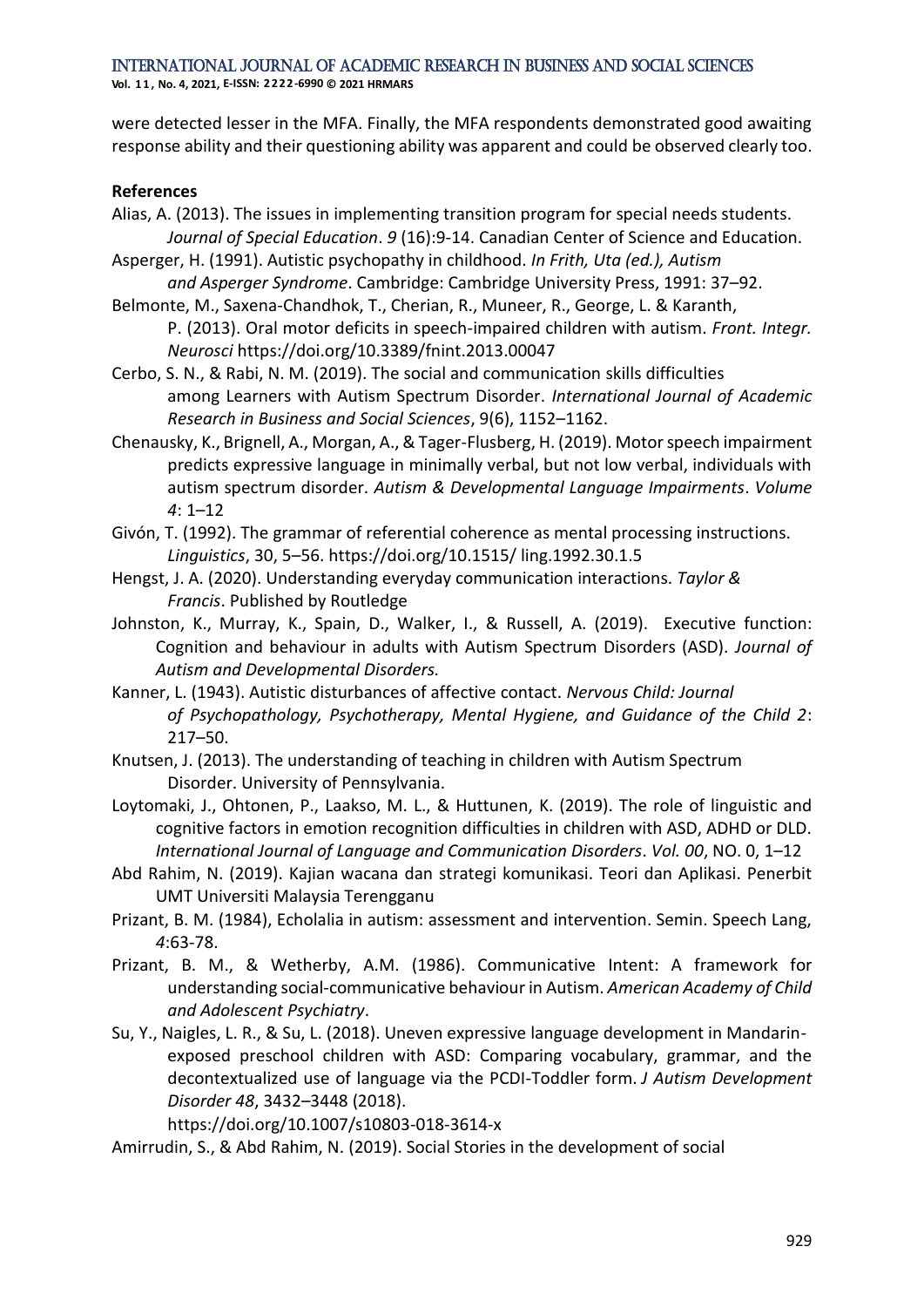were detected lesser in the MFA. Finally, the MFA respondents demonstrated good awaiting response ability and their questioning ability was apparent and could be observed clearly too.

**References**

Alias, A. (2013). The issues in implementing transition program for special needs students. *Journal of Special Education*. *9* (16):9-14. Canadian Center of Science and Education.

Asperger, H. (1991). Autistic psychopathy in childhood. *In Frith, Uta (ed.), Autism and Asperger Syndrome*. Cambridge: Cambridge University Press, 1991: 37–92.

Belmonte, M., Saxena-Chandhok, T., Cherian, R., Muneer, R., George, L. & Karanth, P. (2013). Oral motor deficits in speech-impaired children with autism. *Front. Integr. Neurosci* https://doi.org/10.3389/fnint.2013.00047

Cerbo, S. N., & Rabi, N. M. (2019). The social and communication skills difficulties among Learners with Autism Spectrum Disorder. *International Journal of Academic Research in Business and Social Sciences*, 9(6), 1152–1162.

Chenausky, K., Brignell, A., Morgan, A., & Tager-Flusberg, H. (2019). Motor speech impairment predicts expressive language in minimally verbal, but not low verbal, individuals with autism spectrum disorder. *Autism & Developmental Language Impairments*. *Volume 4*: 1–12

Givón, T. (1992). The grammar of referential coherence as mental processing instructions. *Linguistics*, 30, 5–56. https://doi.org/10.1515/ ling.1992.30.1.5

Hengst, J. A. (2020). Understanding everyday communication interactions. *Taylor & Francis*. Published by Routledge

Johnston, K., Murray, K., Spain, D., Walker, I., & Russell, A. (2019). Executive function: Cognition and behaviour in adults with Autism Spectrum Disorders (ASD). *Journal of Autism and Developmental Disorders.*

Kanner, L. (1943). Autistic disturbances of affective contact. *Nervous Child: Journal of Psychopathology, Psychotherapy, Mental Hygiene, and Guidance of the Child 2*: 217–50.

Knutsen, J. (2013). The understanding of teaching in children with Autism Spectrum Disorder. University of Pennsylvania.

Loytomaki, J., Ohtonen, P., Laakso, M. L., & Huttunen, K. (2019). The role of linguistic and cognitive factors in emotion recognition difficulties in children with ASD, ADHD or DLD. *International Journal of Language and Communication Disorders*. *Vol. 00*, NO. 0, 1–12

Abd Rahim, N. (2019). Kajian wacana dan strategi komunikasi. Teori dan Aplikasi. Penerbit UMT Universiti Malaysia Terengganu

Prizant, B. M. (1984), Echolalia in autism: assessment and intervention. Semin. Speech Lang, *4*:63-78.

Prizant, B. M., & Wetherby, A.M. (1986). Communicative Intent: A framework for understanding social-communicative behaviour in Autism. *American Academy of Child and Adolescent Psychiatry*.

Su, Y., Naigles, L. R., & Su, L. (2018). Uneven expressive language development in Mandarin-exposed preschool children with ASD: Comparing vocabulary, grammar, and the decontextualized use of language via the PCDI-Toddler form. *J Autism Development Disorder 48*, 3432–3448 (2018). https://doi.org/10.1007/s10803-018-3614-x

Amirrudin, S., & Abd Rahim, N. (2019). Social Stories in the development of social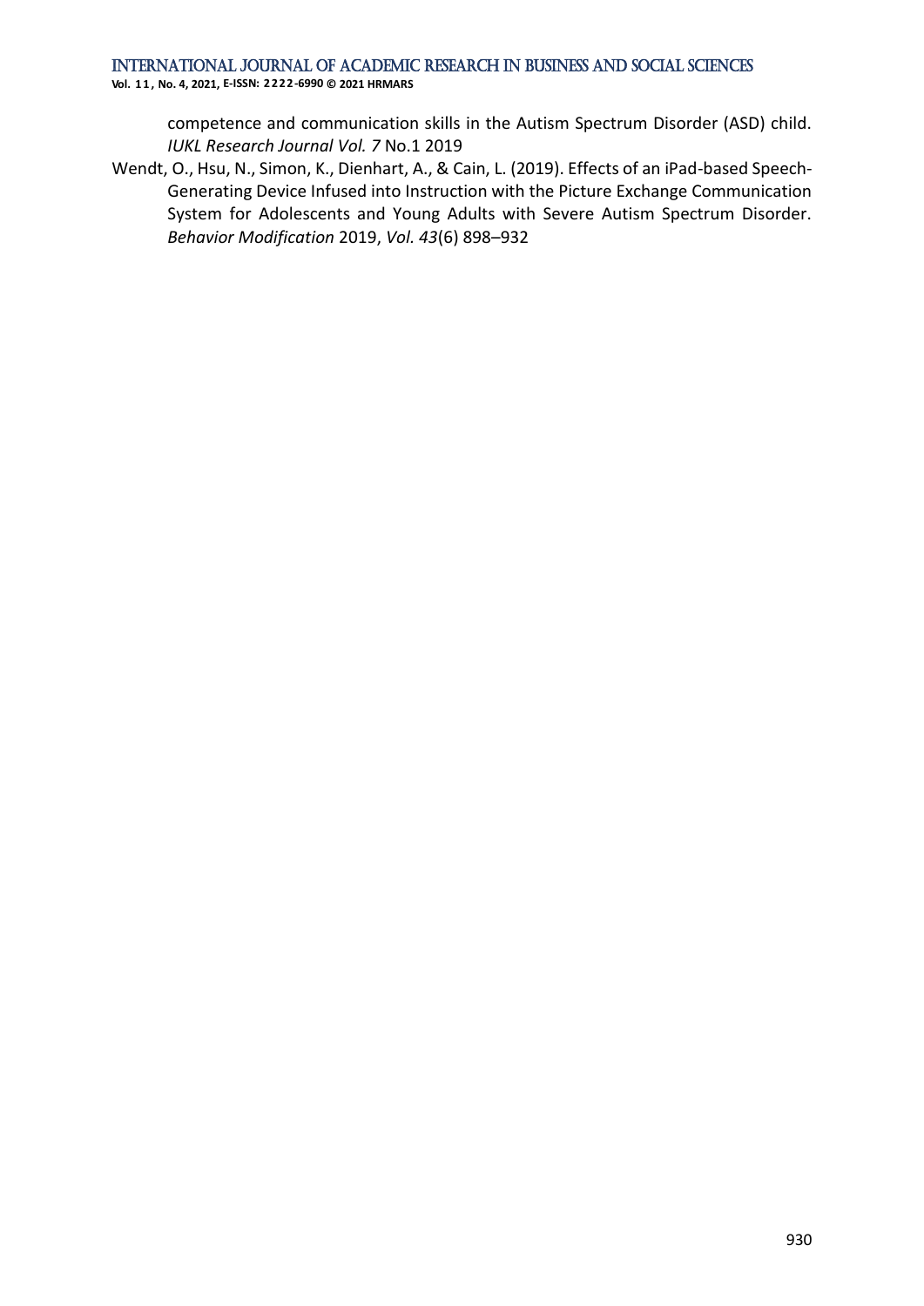competence and communication skills in the Autism Spectrum Disorder (ASD) child. *IUKL Research Journal Vol. 7* No.1 2019

Wendt, O., Hsu, N., Simon, K., Dienhart, A., & Cain, L. (2019). Effects of an iPad-based Speech-Generating Device Infused into Instruction with the Picture Exchange Communication System for Adolescents and Young Adults with Severe Autism Spectrum Disorder. *Behavior Modification* 2019, *Vol. 43*(6) 898–932